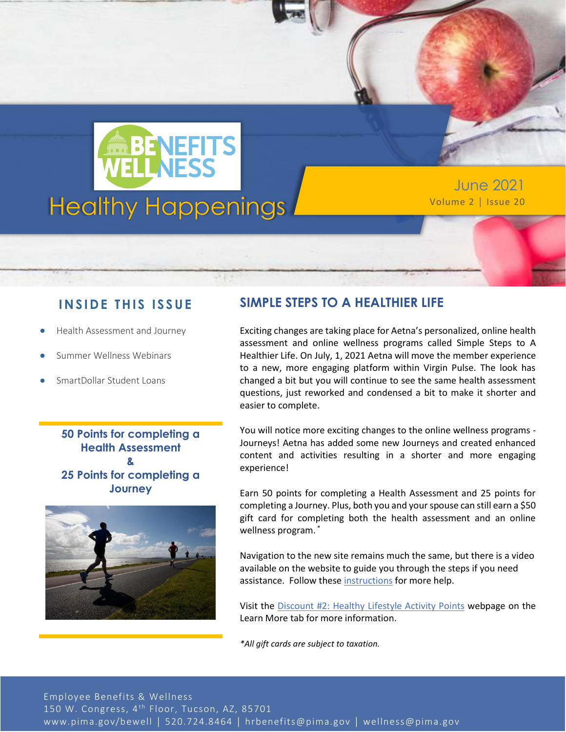# Healthy Happenings

June 2021
Volume 2 | Issue 20

## INSIDE THIS ISSUE

- Health Assessment and Journey
- Summer Wellness Webinars
- SmartDollar Student Loans

**50 Points for completing a Health Assessment & 25 Points for completing a Journey**

## SIMPLE STEPS TO A HEALTHIER LIFE

Exciting changes are taking place for Aetna's personalized, online health assessment and online wellness programs called Simple Steps to A Healthier Life. On July, 1, 2021 Aetna will move the member experience to a new, more engaging platform within Virgin Pulse. The look has changed a bit but you will continue to see the same health assessment questions, just reworked and condensed a bit to make it shorter and easier to complete.

You will notice more exciting changes to the online wellness programs - Journeys! Aetna has added some new Journeys and created enhanced content and activities resulting in a shorter and more engaging experience!

Earn 50 points for completing a Health Assessment and 25 points for completing a Journey. Plus, both you and your spouse can still earn a $50 gift card for completing both the health assessment and an online wellness program.*

Navigation to the new site remains much the same, but there is a video available on the website to guide you through the steps if you need assistance. Follow these instructions for more help.

Visit the Discount #2: Healthy Lifestyle Activity Points webpage on the Learn More tab for more information.

*\*All gift cards are subject to taxation.*

Employee Benefits & Wellness
150 W. Congress, 4th Floor, Tucson, AZ, 85701
www.pima.gov/bewell | 520.724.8464 | hrbenefits@pima.gov | wellness@pima.gov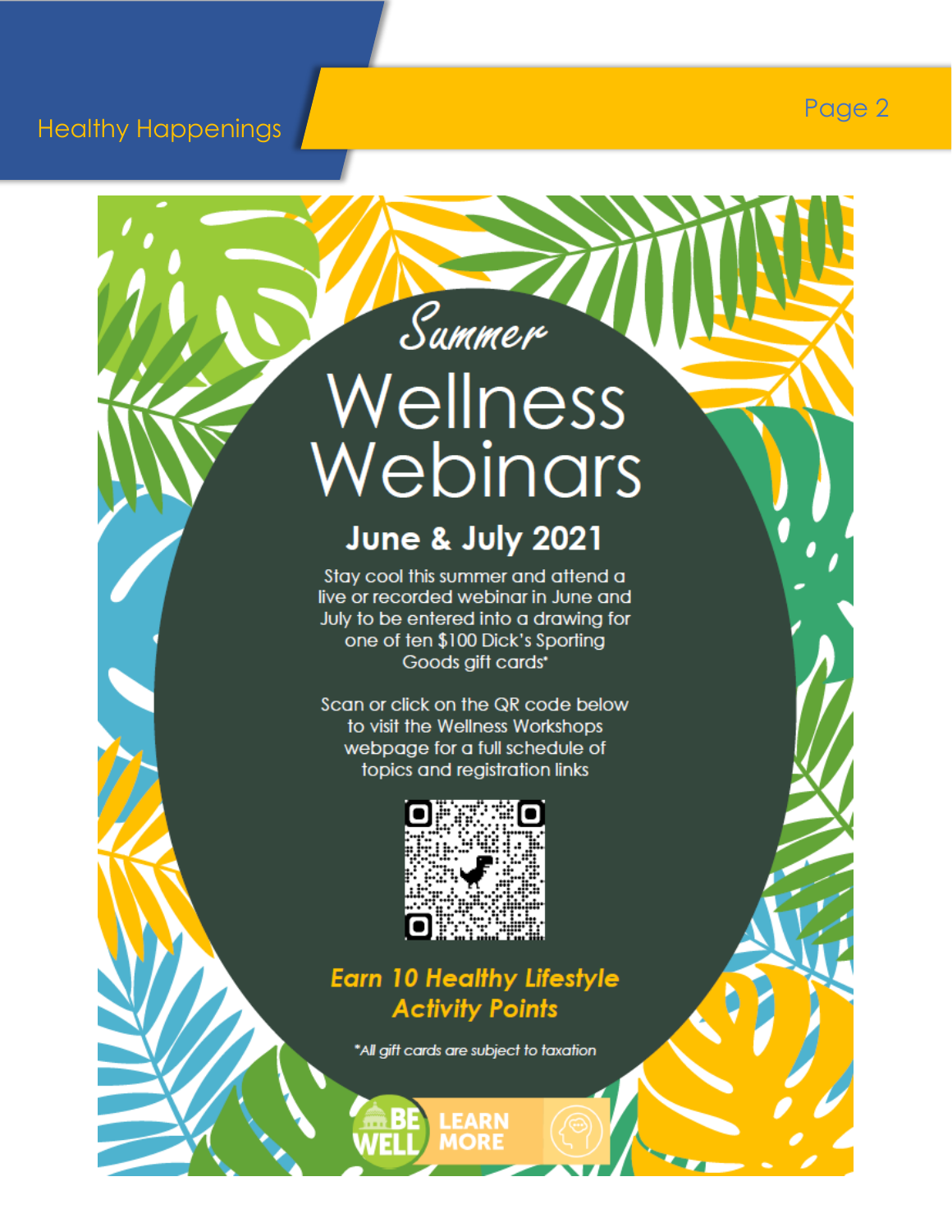# Summer Wellness Webinars

## June & July 2021

Stay cool this summer and attend a live or recorded webinar in June and July to be entered into a drawing for one of ten $100 Dick's Sporting Goods gift cards*

Scan or click on the QR code below to visit the Wellness Workshops webpage for a full schedule of topics and registration links

***Earn 10 Healthy Lifestyle Activity Points***

*All gift cards are subject to taxation

BE WELL LEARN MORE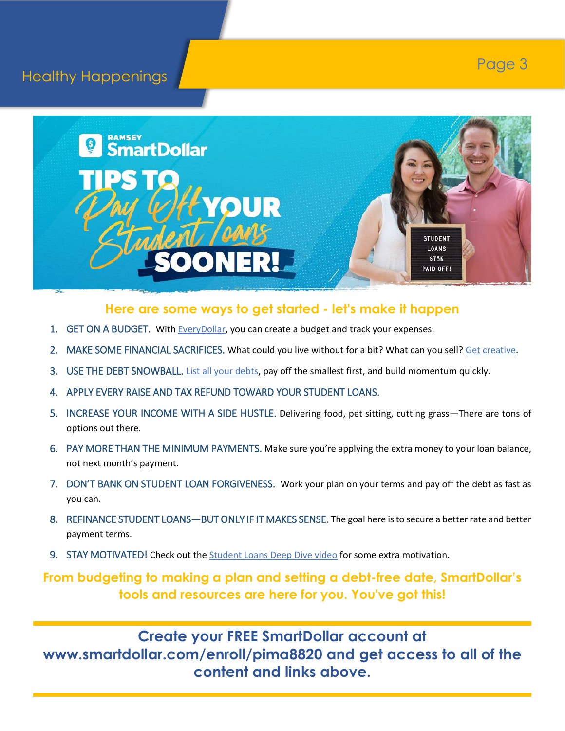# RAMSEY SmartDollar

# TIPS TO Pay Off YOUR Student Loans SOONER!

STUDENT LOANS $75K PAID OFF!

## Here are some ways to get started - let's make it happen

1. GET ON A BUDGET. With EveryDollar, you can create a budget and track your expenses.
2. MAKE SOME FINANCIAL SACRIFICES. What could you live without for a bit? What can you sell? Get creative.
3. USE THE DEBT SNOWBALL. List all your debts, pay off the smallest first, and build momentum quickly.
4. APPLY EVERY RAISE AND TAX REFUND TOWARD YOUR STUDENT LOANS.
5. INCREASE YOUR INCOME WITH A SIDE HUSTLE. Delivering food, pet sitting, cutting grass—There are tons of options out there.
6. PAY MORE THAN THE MINIMUM PAYMENTS. Make sure you're applying the extra money to your loan balance, not next month's payment.
7. DON'T BANK ON STUDENT LOAN FORGIVENESS. Work your plan on your terms and pay off the debt as fast as you can.
8. REFINANCE STUDENT LOANS—BUT ONLY IF IT MAKES SENSE. The goal here is to secure a better rate and better payment terms.
9. STAY MOTIVATED! Check out the Student Loans Deep Dive video for some extra motivation.

**From budgeting to making a plan and setting a debt-free date, SmartDollar's tools and resources are here for you. You've got this!**

---

**Create your FREE SmartDollar account at www.smartdollar.com/enroll/pima8820 and get access to all of the content and links above.**

---